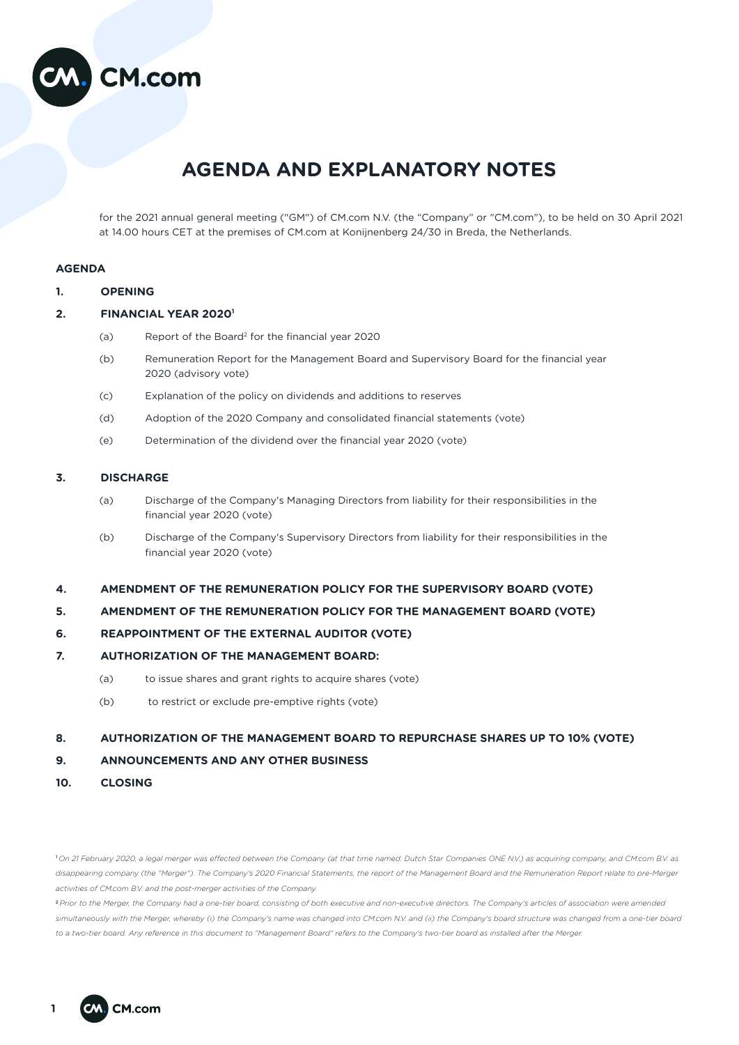# AGENDA AND EXPLANATORY NOTES

for the 2021 annual general meeting ("GM") of CM.com N.V. (the "Company" or "CM.com"), to be held on 30 April 2021 at 14.00 hours CET at the premises of CM.com at Konijnenberg 24/30 in Breda, the Netherlands.

## AGENDA

**1. OPENING**

**2. FINANCIAL YEAR 2020**[1]

(a) Report of the Board[2] for the financial year 2020

(b) Remuneration Report for the Management Board and Supervisory Board for the financial year 2020 (advisory vote)

(c) Explanation of the policy on dividends and additions to reserves

(d) Adoption of the 2020 Company and consolidated financial statements (vote)

(e) Determination of the dividend over the financial year 2020 (vote)

**3. DISCHARGE**

(a) Discharge of the Company's Managing Directors from liability for their responsibilities in the financial year 2020 (vote)

(b) Discharge of the Company's Supervisory Directors from liability for their responsibilities in the financial year 2020 (vote)

**4. AMENDMENT OF THE REMUNERATION POLICY FOR THE SUPERVISORY BOARD (VOTE)**

**5. AMENDMENT OF THE REMUNERATION POLICY FOR THE MANAGEMENT BOARD (VOTE)**

**6. REAPPOINTMENT OF THE EXTERNAL AUDITOR (VOTE)**

**7. AUTHORIZATION OF THE MANAGEMENT BOARD:**

(a) to issue shares and grant rights to acquire shares (vote)

(b) to restrict or exclude pre-emptive rights (vote)

**8. AUTHORIZATION OF THE MANAGEMENT BOARD TO REPURCHASE SHARES UP TO 10% (VOTE)**

**9. ANNOUNCEMENTS AND ANY OTHER BUSINESS**

**10. CLOSING**

---

[1] *On 21 February 2020, a legal merger was effected between the Company (at that time named: Dutch Star Companies ONE N.V.) as acquiring company, and CM.com B.V. as disappearing company (the "Merger"). The Company's 2020 Financial Statements, the report of the Management Board and the Remuneration Report relate to pre-Merger activities of CM.com B.V. and the post-merger activities of the Company.*

[2] *Prior to the Merger, the Company had a one-tier board, consisting of both executive and non-executive directors. The Company's articles of association were amended simultaneously with the Merger, whereby (i) the Company's name was changed into CM.com N.V. and (ii) the Company's board structure was changed from a one-tier board to a two-tier board. Any reference in this document to "Management Board" refers to the Company's two-tier board as installed after the Merger.*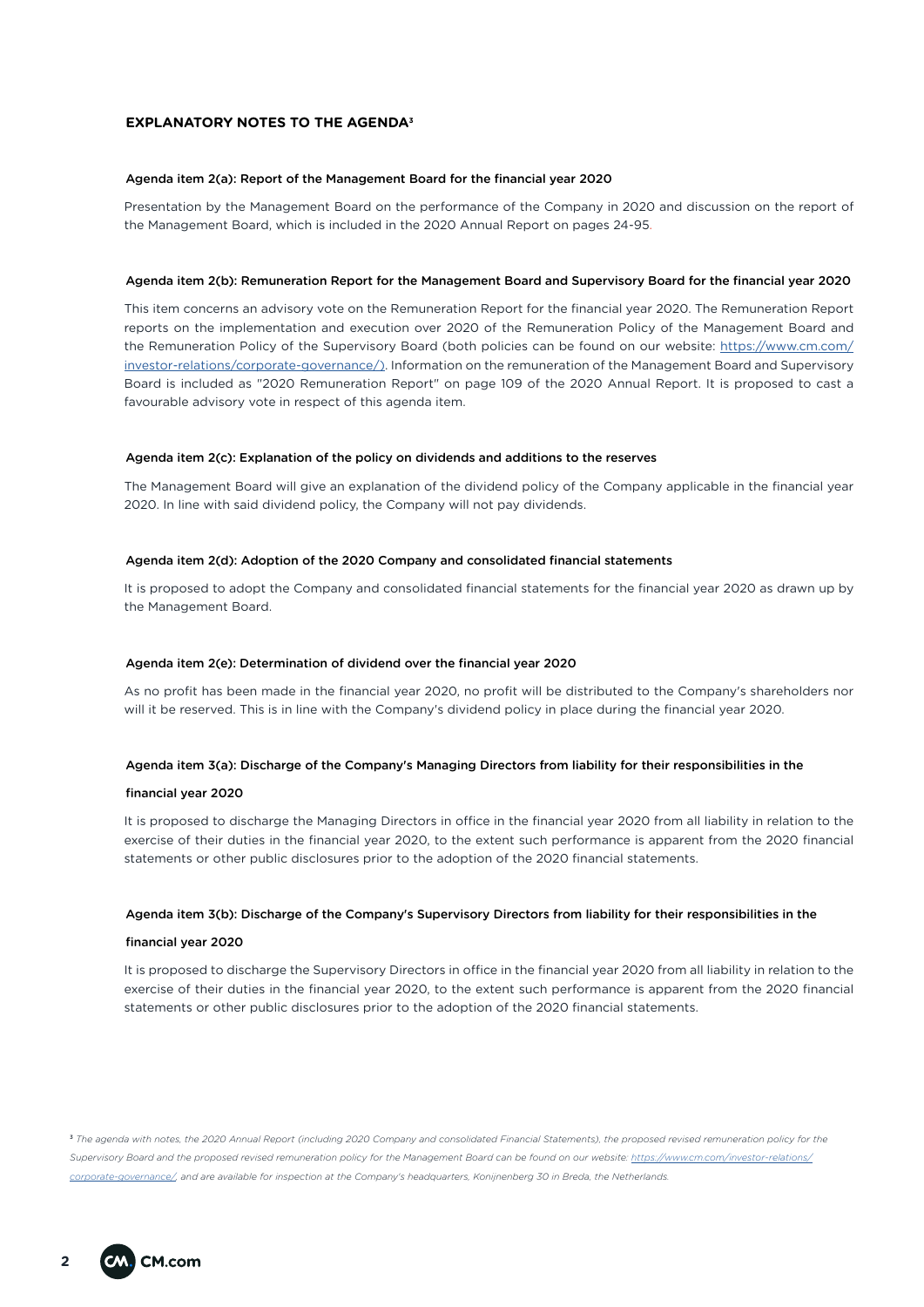## EXPLANATORY NOTES TO THE AGENDA[3]

### Agenda item 2(a): Report of the Management Board for the financial year 2020

Presentation by the Management Board on the performance of the Company in 2020 and discussion on the report of the Management Board, which is included in the 2020 Annual Report on pages 24-95.

### Agenda item 2(b): Remuneration Report for the Management Board and Supervisory Board for the financial year 2020

This item concerns an advisory vote on the Remuneration Report for the financial year 2020. The Remuneration Report reports on the implementation and execution over 2020 of the Remuneration Policy of the Management Board and the Remuneration Policy of the Supervisory Board (both policies can be found on our website: https://www.cm.com/investor-relations/corporate-governance/). Information on the remuneration of the Management Board and Supervisory Board is included as "2020 Remuneration Report" on page 109 of the 2020 Annual Report. It is proposed to cast a favourable advisory vote in respect of this agenda item.

### Agenda item 2(c): Explanation of the policy on dividends and additions to the reserves

The Management Board will give an explanation of the dividend policy of the Company applicable in the financial year 2020. In line with said dividend policy, the Company will not pay dividends.

### Agenda item 2(d): Adoption of the 2020 Company and consolidated financial statements

It is proposed to adopt the Company and consolidated financial statements for the financial year 2020 as drawn up by the Management Board.

### Agenda item 2(e): Determination of dividend over the financial year 2020

As no profit has been made in the financial year 2020, no profit will be distributed to the Company's shareholders nor will it be reserved. This is in line with the Company's dividend policy in place during the financial year 2020.

### Agenda item 3(a): Discharge of the Company's Managing Directors from liability for their responsibilities in the financial year 2020

It is proposed to discharge the Managing Directors in office in the financial year 2020 from all liability in relation to the exercise of their duties in the financial year 2020, to the extent such performance is apparent from the 2020 financial statements or other public disclosures prior to the adoption of the 2020 financial statements.

### Agenda item 3(b): Discharge of the Company's Supervisory Directors from liability for their responsibilities in the financial year 2020

It is proposed to discharge the Supervisory Directors in office in the financial year 2020 from all liability in relation to the exercise of their duties in the financial year 2020, to the extent such performance is apparent from the 2020 financial statements or other public disclosures prior to the adoption of the 2020 financial statements.

---

[3] *The agenda with notes, the 2020 Annual Report (including 2020 Company and consolidated Financial Statements), the proposed revised remuneration policy for the Supervisory Board and the proposed revised remuneration policy for the Management Board can be found on our website: https://www.cm.com/investor-relations/corporate-governance/, and are available for inspection at the Company's headquarters, Konijnenberg 30 in Breda, the Netherlands.*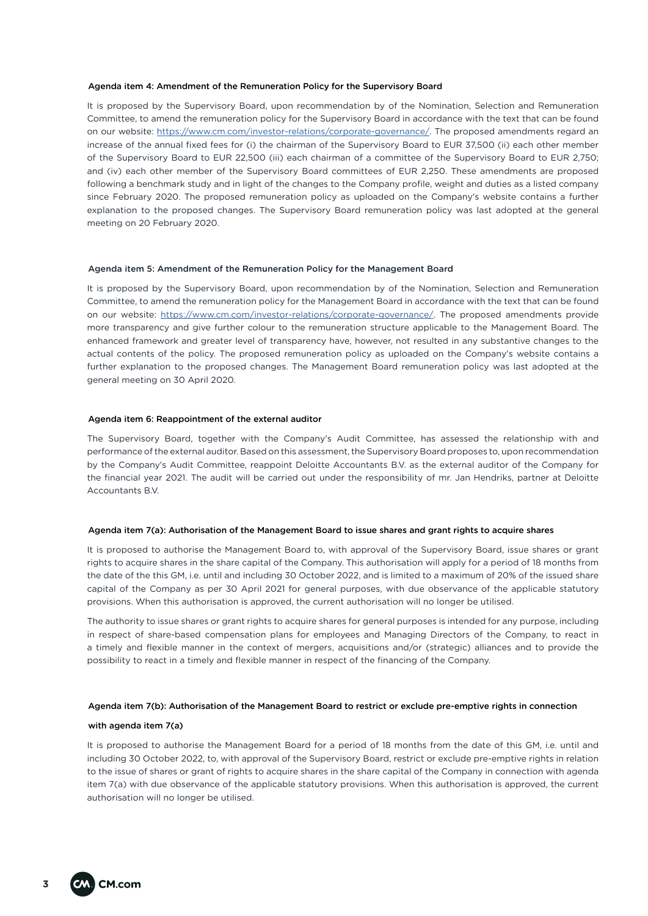### Agenda item 4: Amendment of the Remuneration Policy for the Supervisory Board

It is proposed by the Supervisory Board, upon recommendation by of the Nomination, Selection and Remuneration Committee, to amend the remuneration policy for the Supervisory Board in accordance with the text that can be found on our website: https://www.cm.com/investor-relations/corporate-governance/. The proposed amendments regard an increase of the annual fixed fees for (i) the chairman of the Supervisory Board to EUR 37,500 (ii) each other member of the Supervisory Board to EUR 22,500 (iii) each chairman of a committee of the Supervisory Board to EUR 2,750; and (iv) each other member of the Supervisory Board committees of EUR 2,250. These amendments are proposed following a benchmark study and in light of the changes to the Company profile, weight and duties as a listed company since February 2020. The proposed remuneration policy as uploaded on the Company's website contains a further explanation to the proposed changes. The Supervisory Board remuneration policy was last adopted at the general meeting on 20 February 2020.

### Agenda item 5: Amendment of the Remuneration Policy for the Management Board

It is proposed by the Supervisory Board, upon recommendation by of the Nomination, Selection and Remuneration Committee, to amend the remuneration policy for the Management Board in accordance with the text that can be found on our website: https://www.cm.com/investor-relations/corporate-governance/. The proposed amendments provide more transparency and give further colour to the remuneration structure applicable to the Management Board. The enhanced framework and greater level of transparency have, however, not resulted in any substantive changes to the actual contents of the policy. The proposed remuneration policy as uploaded on the Company's website contains a further explanation to the proposed changes. The Management Board remuneration policy was last adopted at the general meeting on 30 April 2020.

### Agenda item 6: Reappointment of the external auditor

The Supervisory Board, together with the Company's Audit Committee, has assessed the relationship with and performance of the external auditor. Based on this assessment, the Supervisory Board proposes to, upon recommendation by the Company's Audit Committee, reappoint Deloitte Accountants B.V. as the external auditor of the Company for the financial year 2021. The audit will be carried out under the responsibility of mr. Jan Hendriks, partner at Deloitte Accountants B.V.

### Agenda item 7(a): Authorisation of the Management Board to issue shares and grant rights to acquire shares

It is proposed to authorise the Management Board to, with approval of the Supervisory Board, issue shares or grant rights to acquire shares in the share capital of the Company. This authorisation will apply for a period of 18 months from the date of the this GM, i.e. until and including 30 October 2022, and is limited to a maximum of 20% of the issued share capital of the Company as per 30 April 2021 for general purposes, with due observance of the applicable statutory provisions. When this authorisation is approved, the current authorisation will no longer be utilised.

The authority to issue shares or grant rights to acquire shares for general purposes is intended for any purpose, including in respect of share-based compensation plans for employees and Managing Directors of the Company, to react in a timely and flexible manner in the context of mergers, acquisitions and/or (strategic) alliances and to provide the possibility to react in a timely and flexible manner in respect of the financing of the Company.

### Agenda item 7(b): Authorisation of the Management Board to restrict or exclude pre-emptive rights in connection with agenda item 7(a)

It is proposed to authorise the Management Board for a period of 18 months from the date of this GM, i.e. until and including 30 October 2022, to, with approval of the Supervisory Board, restrict or exclude pre-emptive rights in relation to the issue of shares or grant of rights to acquire shares in the share capital of the Company in connection with agenda item 7(a) with due observance of the applicable statutory provisions. When this authorisation is approved, the current authorisation will no longer be utilised.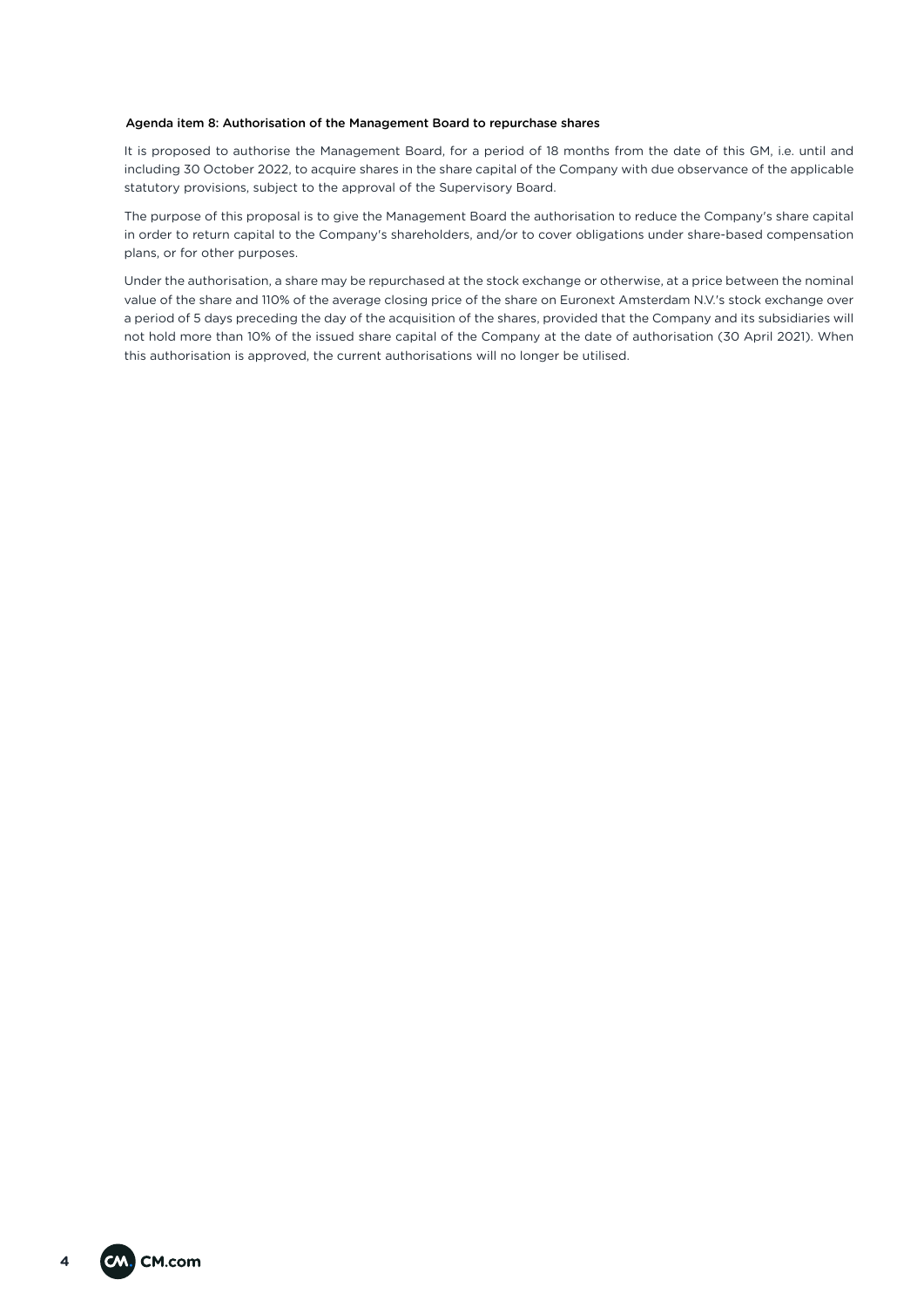### Agenda item 8: Authorisation of the Management Board to repurchase shares

It is proposed to authorise the Management Board, for a period of 18 months from the date of this GM, i.e. until and including 30 October 2022, to acquire shares in the share capital of the Company with due observance of the applicable statutory provisions, subject to the approval of the Supervisory Board.

The purpose of this proposal is to give the Management Board the authorisation to reduce the Company's share capital in order to return capital to the Company's shareholders, and/or to cover obligations under share-based compensation plans, or for other purposes.

Under the authorisation, a share may be repurchased at the stock exchange or otherwise, at a price between the nominal value of the share and 110% of the average closing price of the share on Euronext Amsterdam N.V.'s stock exchange over a period of 5 days preceding the day of the acquisition of the shares, provided that the Company and its subsidiaries will not hold more than 10% of the issued share capital of the Company at the date of authorisation (30 April 2021). When this authorisation is approved, the current authorisations will no longer be utilised.